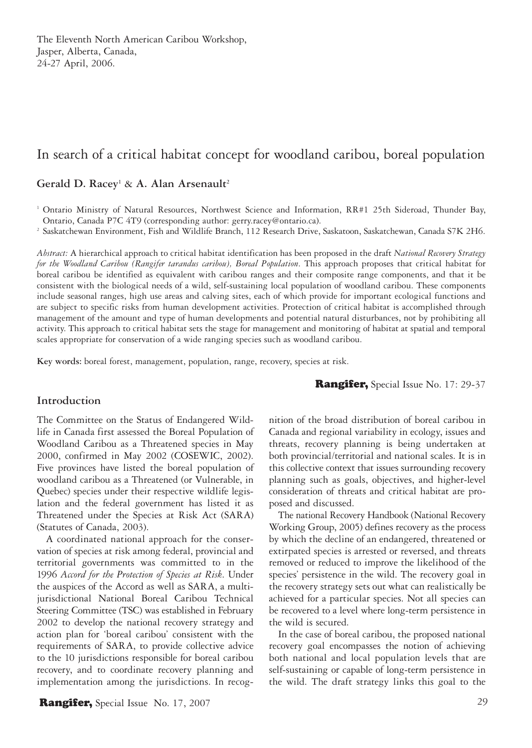The Eleventh North American Caribou Workshop,
Jasper, Alberta, Canada,
24-27 April, 2006.

# In search of a critical habitat concept for woodland caribou, boreal population

**Gerald D. Racey**[1] & **A. Alan Arsenault**[2]

[1] Ontario Ministry of Natural Resources, Northwest Science and Information, RR#1 25th Sideroad, Thunder Bay, Ontario, Canada P7C 4T9 (corresponding author: gerry.racey@ontario.ca).

[2] Saskatchewan Environment, Fish and Wildlife Branch, 112 Research Drive, Saskatoon, Saskatchewan, Canada S7K 2H6.

*Abstract:* A hierarchical approach to critical habitat identification has been proposed in the draft *National Recovery Strategy for the Woodland Caribou (Rangifer tarandus caribou), Boreal Population*. This approach proposes that critical habitat for boreal caribou be identified as equivalent with caribou ranges and their composite range components, and that it be consistent with the biological needs of a wild, self-sustaining local population of woodland caribou. These components include seasonal ranges, high use areas and calving sites, each of which provide for important ecological functions and are subject to specific risks from human development activities. Protection of critical habitat is accomplished through management of the amount and type of human developments and potential natural disturbances, not by prohibiting all activity. This approach to critical habitat sets the stage for management and monitoring of habitat at spatial and temporal scales appropriate for conservation of a wide ranging species such as woodland caribou.

**Key words:** boreal forest, management, population, range, recovery, species at risk.

## Introduction

The Committee on the Status of Endangered Wildlife in Canada first assessed the Boreal Population of Woodland Caribou as a Threatened species in May 2000, confirmed in May 2002 (COSEWIC, 2002). Five provinces have listed the boreal population of woodland caribou as a Threatened (or Vulnerable, in Quebec) species under their respective wildlife legislation and the federal government has listed it as Threatened under the Species at Risk Act (SARA) (Statutes of Canada, 2003).

A coordinated national approach for the conservation of species at risk among federal, provincial and territorial governments was committed to in the 1996 *Accord for the Protection of Species at Risk*. Under the auspices of the Accord as well as SARA, a multi-jurisdictional National Boreal Caribou Technical Steering Committee (TSC) was established in February 2002 to develop the national recovery strategy and action plan for 'boreal caribou' consistent with the requirements of SARA, to provide collective advice to the 10 jurisdictions responsible for boreal caribou recovery, and to coordinate recovery planning and implementation among the jurisdictions. In recognition of the broad distribution of boreal caribou in Canada and regional variability in ecology, issues and threats, recovery planning is being undertaken at both provincial/territorial and national scales. It is in this collective context that issues surrounding recovery planning such as goals, objectives, and higher-level consideration of threats and critical habitat are proposed and discussed.

The national Recovery Handbook (National Recovery Working Group, 2005) defines recovery as the process by which the decline of an endangered, threatened or extirpated species is arrested or reversed, and threats removed or reduced to improve the likelihood of the species' persistence in the wild. The recovery goal in the recovery strategy sets out what can realistically be achieved for a particular species. Not all species can be recovered to a level where long-term persistence in the wild is secured.

In the case of boreal caribou, the proposed national recovery goal encompasses the notion of achieving both national and local population levels that are self-sustaining or capable of long-term persistence in the wild. The draft strategy links this goal to the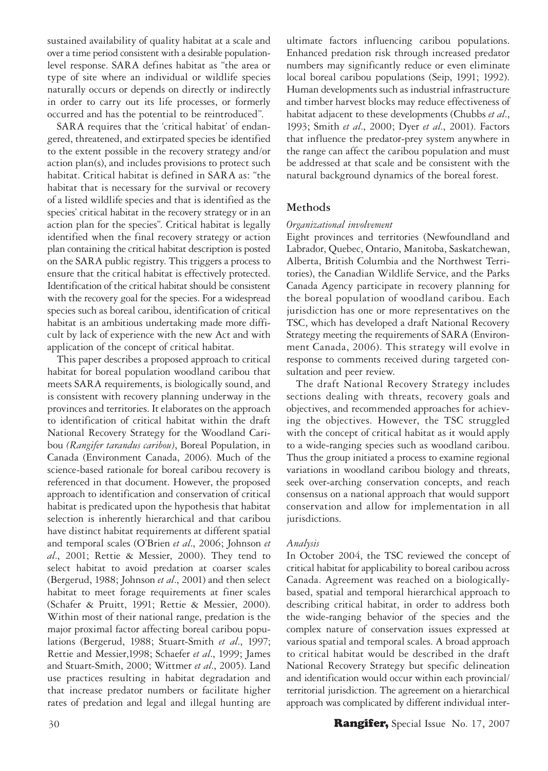sustained availability of quality habitat at a scale and over a time period consistent with a desirable population-level response. SARA defines habitat as "the area or type of site where an individual or wildlife species naturally occurs or depends on directly or indirectly in order to carry out its life processes, or formerly occurred and has the potential to be reintroduced".

SARA requires that the 'critical habitat' of endangered, threatened, and extirpated species be identified to the extent possible in the recovery strategy and/or action plan(s), and includes provisions to protect such habitat. Critical habitat is defined in SARA as: "the habitat that is necessary for the survival or recovery of a listed wildlife species and that is identified as the species' critical habitat in the recovery strategy or in an action plan for the species". Critical habitat is legally identified when the final recovery strategy or action plan containing the critical habitat description is posted on the SARA public registry. This triggers a process to ensure that the critical habitat is effectively protected. Identification of the critical habitat should be consistent with the recovery goal for the species. For a widespread species such as boreal caribou, identification of critical habitat is an ambitious undertaking made more difficult by lack of experience with the new Act and with application of the concept of critical habitat.

This paper describes a proposed approach to critical habitat for boreal population woodland caribou that meets SARA requirements, is biologically sound, and is consistent with recovery planning underway in the provinces and territories. It elaborates on the approach to identification of critical habitat within the draft National Recovery Strategy for the Woodland Caribou *(Rangifer tarandus caribou)*, Boreal Population, in Canada (Environment Canada, 2006). Much of the science-based rationale for boreal caribou recovery is referenced in that document. However, the proposed approach to identification and conservation of critical habitat is predicated upon the hypothesis that habitat selection is inherently hierarchical and that caribou have distinct habitat requirements at different spatial and temporal scales (O'Brien *et al*., 2006; Johnson *et al*., 2001; Rettie & Messier, 2000). They tend to select habitat to avoid predation at coarser scales (Bergerud, 1988; Johnson *et al*., 2001) and then select habitat to meet forage requirements at finer scales (Schafer & Pruitt, 1991; Rettie & Messier, 2000). Within most of their national range, predation is the major proximal factor affecting boreal caribou populations (Bergerud, 1988; Stuart-Smith *et al*., 1997; Rettie and Messier,1998; Schaefer *et al*., 1999; James and Stuart-Smith, 2000; Wittmer *et al*., 2005). Land use practices resulting in habitat degradation and that increase predator numbers or facilitate higher rates of predation and legal and illegal hunting are ultimate factors influencing caribou populations. Enhanced predation risk through increased predator numbers may significantly reduce or even eliminate local boreal caribou populations (Seip, 1991; 1992). Human developments such as industrial infrastructure and timber harvest blocks may reduce effectiveness of habitat adjacent to these developments (Chubbs *et al*., 1993; Smith *et al*., 2000; Dyer *et al*., 2001). Factors that influence the predator-prey system anywhere in the range can affect the caribou population and must be addressed at that scale and be consistent with the natural background dynamics of the boreal forest.

## Methods

### *Organizational involvement*

Eight provinces and territories (Newfoundland and Labrador, Quebec, Ontario, Manitoba, Saskatchewan, Alberta, British Columbia and the Northwest Territories), the Canadian Wildlife Service, and the Parks Canada Agency participate in recovery planning for the boreal population of woodland caribou. Each jurisdiction has one or more representatives on the TSC, which has developed a draft National Recovery Strategy meeting the requirements of SARA (Environment Canada, 2006). This strategy will evolve in response to comments received during targeted consultation and peer review.

The draft National Recovery Strategy includes sections dealing with threats, recovery goals and objectives, and recommended approaches for achieving the objectives. However, the TSC struggled with the concept of critical habitat as it would apply to a wide-ranging species such as woodland caribou. Thus the group initiated a process to examine regional variations in woodland caribou biology and threats, seek over-arching conservation concepts, and reach consensus on a national approach that would support conservation and allow for implementation in all jurisdictions.

### *Analysis*

In October 2004, the TSC reviewed the concept of critical habitat for applicability to boreal caribou across Canada. Agreement was reached on a biologically-based, spatial and temporal hierarchical approach to describing critical habitat, in order to address both the wide-ranging behavior of the species and the complex nature of conservation issues expressed at various spatial and temporal scales. A broad approach to critical habitat would be described in the draft National Recovery Strategy but specific delineation and identification would occur within each provincial/territorial jurisdiction. The agreement on a hierarchical approach was complicated by different individual inter-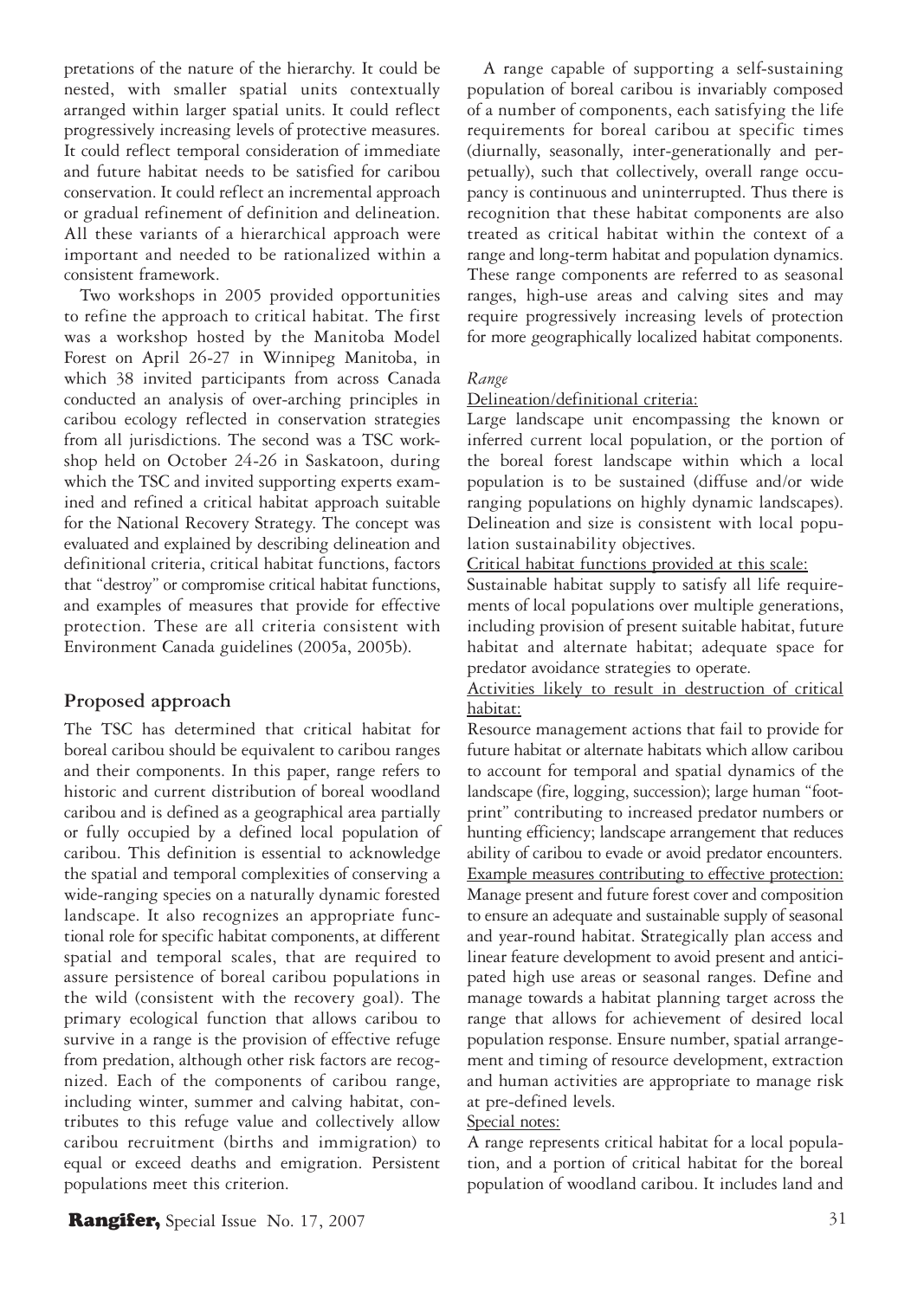pretations of the nature of the hierarchy. It could be nested, with smaller spatial units contextually arranged within larger spatial units. It could reflect progressively increasing levels of protective measures. It could reflect temporal consideration of immediate and future habitat needs to be satisfied for caribou conservation. It could reflect an incremental approach or gradual refinement of definition and delineation. All these variants of a hierarchical approach were important and needed to be rationalized within a consistent framework.

Two workshops in 2005 provided opportunities to refine the approach to critical habitat. The first was a workshop hosted by the Manitoba Model Forest on April 26-27 in Winnipeg Manitoba, in which 38 invited participants from across Canada conducted an analysis of over-arching principles in caribou ecology reflected in conservation strategies from all jurisdictions. The second was a TSC workshop held on October 24-26 in Saskatoon, during which the TSC and invited supporting experts examined and refined a critical habitat approach suitable for the National Recovery Strategy. The concept was evaluated and explained by describing delineation and definitional criteria, critical habitat functions, factors that "destroy" or compromise critical habitat functions, and examples of measures that provide for effective protection. These are all criteria consistent with Environment Canada guidelines (2005a, 2005b).

## Proposed approach

The TSC has determined that critical habitat for boreal caribou should be equivalent to caribou ranges and their components. In this paper, range refers to historic and current distribution of boreal woodland caribou and is defined as a geographical area partially or fully occupied by a defined local population of caribou. This definition is essential to acknowledge the spatial and temporal complexities of conserving a wide-ranging species on a naturally dynamic forested landscape. It also recognizes an appropriate functional role for specific habitat components, at different spatial and temporal scales, that are required to assure persistence of boreal caribou populations in the wild (consistent with the recovery goal). The primary ecological function that allows caribou to survive in a range is the provision of effective refuge from predation, although other risk factors are recognized. Each of the components of caribou range, including winter, summer and calving habitat, contributes to this refuge value and collectively allow caribou recruitment (births and immigration) to equal or exceed deaths and emigration. Persistent populations meet this criterion.

A range capable of supporting a self-sustaining population of boreal caribou is invariably composed of a number of components, each satisfying the life requirements for boreal caribou at specific times (diurnally, seasonally, inter-generationally and perpetually), such that collectively, overall range occupancy is continuous and uninterrupted. Thus there is recognition that these habitat components are also treated as critical habitat within the context of a range and long-term habitat and population dynamics. These range components are referred to as seasonal ranges, high-use areas and calving sites and may require progressively increasing levels of protection for more geographically localized habitat components.

*Range*

<u>Delineation/definitional criteria:</u>

Large landscape unit encompassing the known or inferred current local population, or the portion of the boreal forest landscape within which a local population is to be sustained (diffuse and/or wide ranging populations on highly dynamic landscapes). Delineation and size is consistent with local population sustainability objectives.

<u>Critical habitat functions provided at this scale:</u>

Sustainable habitat supply to satisfy all life requirements of local populations over multiple generations, including provision of present suitable habitat, future habitat and alternate habitat; adequate space for predator avoidance strategies to operate.

<u>Activities likely to result in destruction of critical habitat:</u>

Resource management actions that fail to provide for future habitat or alternate habitats which allow caribou to account for temporal and spatial dynamics of the landscape (fire, logging, succession); large human "footprint" contributing to increased predator numbers or hunting efficiency; landscape arrangement that reduces ability of caribou to evade or avoid predator encounters.

<u>Example measures contributing to effective protection:</u>

Manage present and future forest cover and composition to ensure an adequate and sustainable supply of seasonal and year-round habitat. Strategically plan access and linear feature development to avoid present and anticipated high use areas or seasonal ranges. Define and manage towards a habitat planning target across the range that allows for achievement of desired local population response. Ensure number, spatial arrangement and timing of resource development, extraction and human activities are appropriate to manage risk at pre-defined levels.

<u>Special notes:</u>

A range represents critical habitat for a local population, and a portion of critical habitat for the boreal population of woodland caribou. It includes land and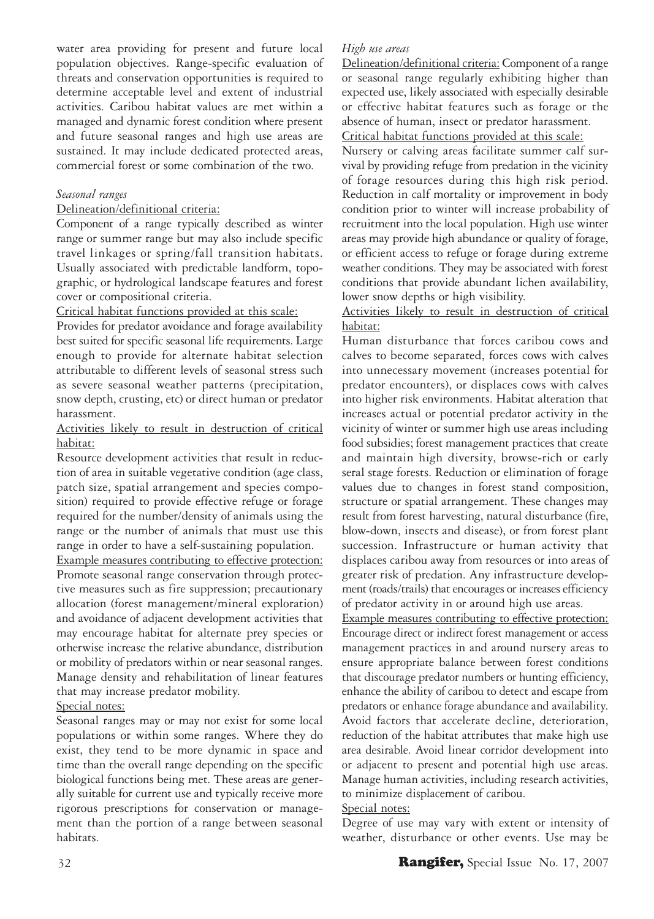water area providing for present and future local population objectives. Range-specific evaluation of threats and conservation opportunities is required to determine acceptable level and extent of industrial activities. Caribou habitat values are met within a managed and dynamic forest condition where present and future seasonal ranges and high use areas are sustained. It may include dedicated protected areas, commercial forest or some combination of the two.

*Seasonal ranges*

Delineation/definitional criteria:

Component of a range typically described as winter range or summer range but may also include specific travel linkages or spring/fall transition habitats. Usually associated with predictable landform, topographic, or hydrological landscape features and forest cover or compositional criteria.

Critical habitat functions provided at this scale:

Provides for predator avoidance and forage availability best suited for specific seasonal life requirements. Large enough to provide for alternate habitat selection attributable to different levels of seasonal stress such as severe seasonal weather patterns (precipitation, snow depth, crusting, etc) or direct human or predator harassment.

Activities likely to result in destruction of critical habitat:

Resource development activities that result in reduction of area in suitable vegetative condition (age class, patch size, spatial arrangement and species composition) required to provide effective refuge or forage required for the number/density of animals using the range or the number of animals that must use this range in order to have a self-sustaining population.

Example measures contributing to effective protection:

Promote seasonal range conservation through protective measures such as fire suppression; precautionary allocation (forest management/mineral exploration) and avoidance of adjacent development activities that may encourage habitat for alternate prey species or otherwise increase the relative abundance, distribution or mobility of predators within or near seasonal ranges. Manage density and rehabilitation of linear features that may increase predator mobility.

Special notes:

Seasonal ranges may or may not exist for some local populations or within some ranges. Where they do exist, they tend to be more dynamic in space and time than the overall range depending on the specific biological functions being met. These areas are generally suitable for current use and typically receive more rigorous prescriptions for conservation or management than the portion of a range between seasonal habitats.

*High use areas*

Delineation/definitional criteria: Component of a range or seasonal range regularly exhibiting higher than expected use, likely associated with especially desirable or effective habitat features such as forage or the absence of human, insect or predator harassment.

Critical habitat functions provided at this scale:

Nursery or calving areas facilitate summer calf survival by providing refuge from predation in the vicinity of forage resources during this high risk period. Reduction in calf mortality or improvement in body condition prior to winter will increase probability of recruitment into the local population. High use winter areas may provide high abundance or quality of forage, or efficient access to refuge or forage during extreme weather conditions. They may be associated with forest conditions that provide abundant lichen availability, lower snow depths or high visibility.

Activities likely to result in destruction of critical habitat:

Human disturbance that forces caribou cows and calves to become separated, forces cows with calves into unnecessary movement (increases potential for predator encounters), or displaces cows with calves into higher risk environments. Habitat alteration that increases actual or potential predator activity in the vicinity of winter or summer high use areas including food subsidies; forest management practices that create and maintain high diversity, browse-rich or early seral stage forests. Reduction or elimination of forage values due to changes in forest stand composition, structure or spatial arrangement. These changes may result from forest harvesting, natural disturbance (fire, blow-down, insects and disease), or from forest plant succession. Infrastructure or human activity that displaces caribou away from resources or into areas of greater risk of predation. Any infrastructure development (roads/trails) that encourages or increases efficiency of predator activity in or around high use areas.

Example measures contributing to effective protection:

Encourage direct or indirect forest management or access management practices in and around nursery areas to ensure appropriate balance between forest conditions that discourage predator numbers or hunting efficiency, enhance the ability of caribou to detect and escape from predators or enhance forage abundance and availability. Avoid factors that accelerate decline, deterioration, reduction of the habitat attributes that make high use area desirable. Avoid linear corridor development into or adjacent to present and potential high use areas. Manage human activities, including research activities, to minimize displacement of caribou.

Special notes:

Degree of use may vary with extent or intensity of weather, disturbance or other events. Use may be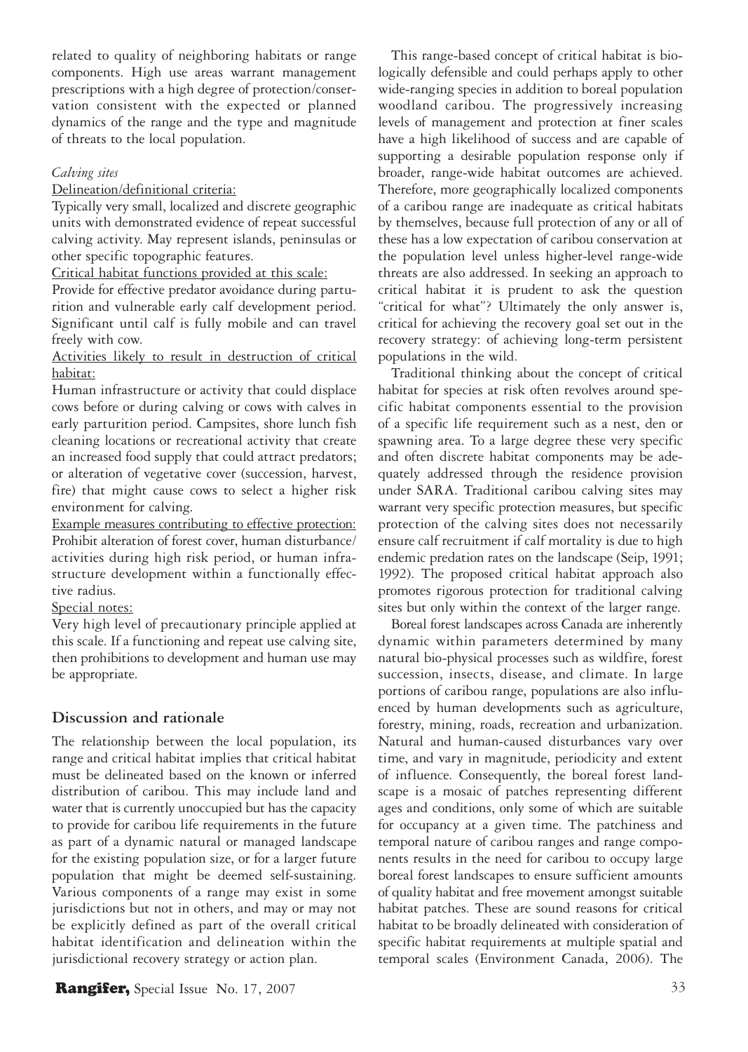related to quality of neighboring habitats or range components. High use areas warrant management prescriptions with a high degree of protection/conservation consistent with the expected or planned dynamics of the range and the type and magnitude of threats to the local population.

*Calving sites*

Delineation/definitional criteria:

Typically very small, localized and discrete geographic units with demonstrated evidence of repeat successful calving activity. May represent islands, peninsulas or other specific topographic features.

Critical habitat functions provided at this scale:

Provide for effective predator avoidance during parturition and vulnerable early calf development period. Significant until calf is fully mobile and can travel freely with cow.

Activities likely to result in destruction of critical habitat:

Human infrastructure or activity that could displace cows before or during calving or cows with calves in early parturition period. Campsites, shore lunch fish cleaning locations or recreational activity that create an increased food supply that could attract predators; or alteration of vegetative cover (succession, harvest, fire) that might cause cows to select a higher risk environment for calving.

Example measures contributing to effective protection:

Prohibit alteration of forest cover, human disturbance/activities during high risk period, or human infrastructure development within a functionally effective radius.

Special notes:

Very high level of precautionary principle applied at this scale. If a functioning and repeat use calving site, then prohibitions to development and human use may be appropriate.

## Discussion and rationale

The relationship between the local population, its range and critical habitat implies that critical habitat must be delineated based on the known or inferred distribution of caribou. This may include land and water that is currently unoccupied but has the capacity to provide for caribou life requirements in the future as part of a dynamic natural or managed landscape for the existing population size, or for a larger future population that might be deemed self-sustaining. Various components of a range may exist in some jurisdictions but not in others, and may or may not be explicitly defined as part of the overall critical habitat identification and delineation within the jurisdictional recovery strategy or action plan.

This range-based concept of critical habitat is biologically defensible and could perhaps apply to other wide-ranging species in addition to boreal population woodland caribou. The progressively increasing levels of management and protection at finer scales have a high likelihood of success and are capable of supporting a desirable population response only if broader, range-wide habitat outcomes are achieved. Therefore, more geographically localized components of a caribou range are inadequate as critical habitats by themselves, because full protection of any or all of these has a low expectation of caribou conservation at the population level unless higher-level range-wide threats are also addressed. In seeking an approach to critical habitat it is prudent to ask the question "critical for what"? Ultimately the only answer is, critical for achieving the recovery goal set out in the recovery strategy: of achieving long-term persistent populations in the wild.

Traditional thinking about the concept of critical habitat for species at risk often revolves around specific habitat components essential to the provision of a specific life requirement such as a nest, den or spawning area. To a large degree these very specific and often discrete habitat components may be adequately addressed through the residence provision under SARA. Traditional caribou calving sites may warrant very specific protection measures, but specific protection of the calving sites does not necessarily ensure calf recruitment if calf mortality is due to high endemic predation rates on the landscape (Seip, 1991; 1992). The proposed critical habitat approach also promotes rigorous protection for traditional calving sites but only within the context of the larger range.

Boreal forest landscapes across Canada are inherently dynamic within parameters determined by many natural bio-physical processes such as wildfire, forest succession, insects, disease, and climate. In large portions of caribou range, populations are also influenced by human developments such as agriculture, forestry, mining, roads, recreation and urbanization. Natural and human-caused disturbances vary over time, and vary in magnitude, periodicity and extent of influence. Consequently, the boreal forest landscape is a mosaic of patches representing different ages and conditions, only some of which are suitable for occupancy at a given time. The patchiness and temporal nature of caribou ranges and range components results in the need for caribou to occupy large boreal forest landscapes to ensure sufficient amounts of quality habitat and free movement amongst suitable habitat patches. These are sound reasons for critical habitat to be broadly delineated with consideration of specific habitat requirements at multiple spatial and temporal scales (Environment Canada, 2006). The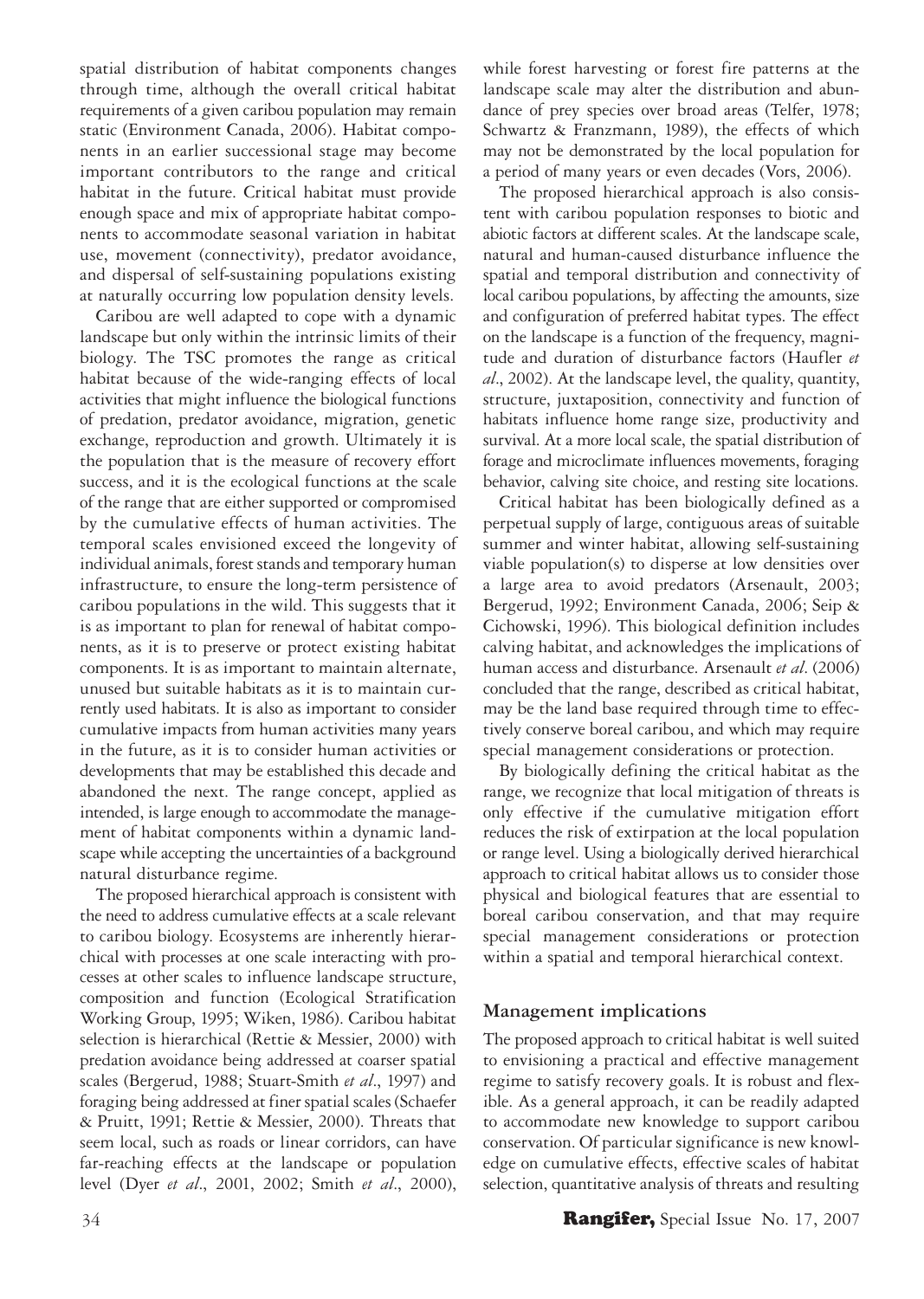spatial distribution of habitat components changes through time, although the overall critical habitat requirements of a given caribou population may remain static (Environment Canada, 2006). Habitat components in an earlier successional stage may become important contributors to the range and critical habitat in the future. Critical habitat must provide enough space and mix of appropriate habitat components to accommodate seasonal variation in habitat use, movement (connectivity), predator avoidance, and dispersal of self-sustaining populations existing at naturally occurring low population density levels.

Caribou are well adapted to cope with a dynamic landscape but only within the intrinsic limits of their biology. The TSC promotes the range as critical habitat because of the wide-ranging effects of local activities that might influence the biological functions of predation, predator avoidance, migration, genetic exchange, reproduction and growth. Ultimately it is the population that is the measure of recovery effort success, and it is the ecological functions at the scale of the range that are either supported or compromised by the cumulative effects of human activities. The temporal scales envisioned exceed the longevity of individual animals, forest stands and temporary human infrastructure, to ensure the long-term persistence of caribou populations in the wild. This suggests that it is as important to plan for renewal of habitat components, as it is to preserve or protect existing habitat components. It is as important to maintain alternate, unused but suitable habitats as it is to maintain currently used habitats. It is also as important to consider cumulative impacts from human activities many years in the future, as it is to consider human activities or developments that may be established this decade and abandoned the next. The range concept, applied as intended, is large enough to accommodate the management of habitat components within a dynamic landscape while accepting the uncertainties of a background natural disturbance regime.

The proposed hierarchical approach is consistent with the need to address cumulative effects at a scale relevant to caribou biology. Ecosystems are inherently hierarchical with processes at one scale interacting with processes at other scales to influence landscape structure, composition and function (Ecological Stratification Working Group, 1995; Wiken, 1986). Caribou habitat selection is hierarchical (Rettie & Messier, 2000) with predation avoidance being addressed at coarser spatial scales (Bergerud, 1988; Stuart-Smith *et al*., 1997) and foraging being addressed at finer spatial scales (Schaefer & Pruitt, 1991; Rettie & Messier, 2000). Threats that seem local, such as roads or linear corridors, can have far-reaching effects at the landscape or population level (Dyer *et al*., 2001, 2002; Smith *et al*., 2000), while forest harvesting or forest fire patterns at the landscape scale may alter the distribution and abundance of prey species over broad areas (Telfer, 1978; Schwartz & Franzmann, 1989), the effects of which may not be demonstrated by the local population for a period of many years or even decades (Vors, 2006).

The proposed hierarchical approach is also consistent with caribou population responses to biotic and abiotic factors at different scales. At the landscape scale, natural and human-caused disturbance influence the spatial and temporal distribution and connectivity of local caribou populations, by affecting the amounts, size and configuration of preferred habitat types. The effect on the landscape is a function of the frequency, magnitude and duration of disturbance factors (Haufler *et al*., 2002). At the landscape level, the quality, quantity, structure, juxtaposition, connectivity and function of habitats influence home range size, productivity and survival. At a more local scale, the spatial distribution of forage and microclimate influences movements, foraging behavior, calving site choice, and resting site locations.

Critical habitat has been biologically defined as a perpetual supply of large, contiguous areas of suitable summer and winter habitat, allowing self-sustaining viable population(s) to disperse at low densities over a large area to avoid predators (Arsenault, 2003; Bergerud, 1992; Environment Canada, 2006; Seip & Cichowski, 1996). This biological definition includes calving habitat, and acknowledges the implications of human access and disturbance. Arsenault *et al*. (2006) concluded that the range, described as critical habitat, may be the land base required through time to effectively conserve boreal caribou, and which may require special management considerations or protection.

By biologically defining the critical habitat as the range, we recognize that local mitigation of threats is only effective if the cumulative mitigation effort reduces the risk of extirpation at the local population or range level. Using a biologically derived hierarchical approach to critical habitat allows us to consider those physical and biological features that are essential to boreal caribou conservation, and that may require special management considerations or protection within a spatial and temporal hierarchical context.

## Management implications

The proposed approach to critical habitat is well suited to envisioning a practical and effective management regime to satisfy recovery goals. It is robust and flexible. As a general approach, it can be readily adapted to accommodate new knowledge to support caribou conservation. Of particular significance is new knowledge on cumulative effects, effective scales of habitat selection, quantitative analysis of threats and resulting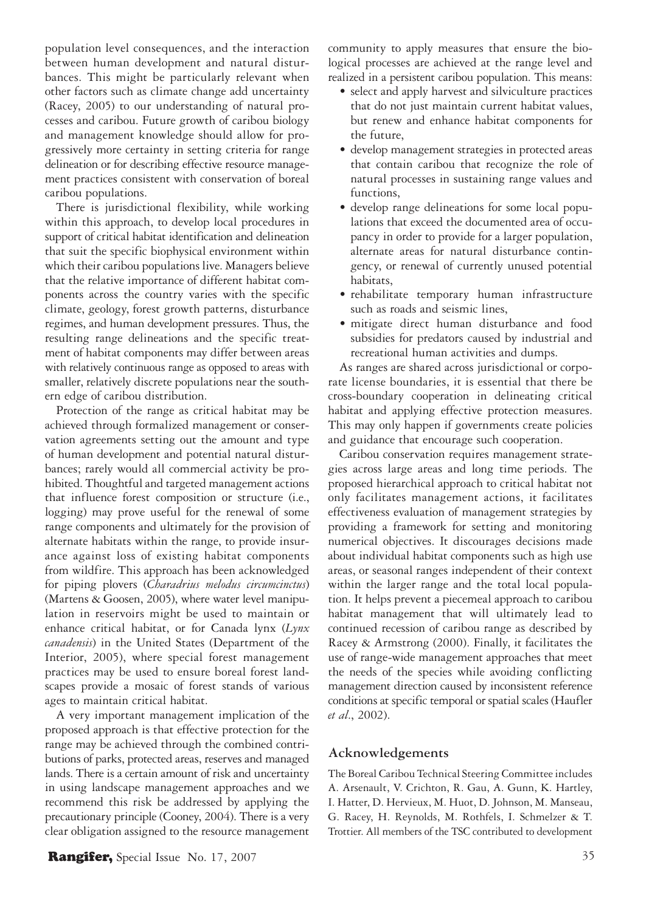population level consequences, and the interaction between human development and natural disturbances. This might be particularly relevant when other factors such as climate change add uncertainty (Racey, 2005) to our understanding of natural processes and caribou. Future growth of caribou biology and management knowledge should allow for progressively more certainty in setting criteria for range delineation or for describing effective resource management practices consistent with conservation of boreal caribou populations.

There is jurisdictional flexibility, while working within this approach, to develop local procedures in support of critical habitat identification and delineation that suit the specific biophysical environment within which their caribou populations live. Managers believe that the relative importance of different habitat components across the country varies with the specific climate, geology, forest growth patterns, disturbance regimes, and human development pressures. Thus, the resulting range delineations and the specific treatment of habitat components may differ between areas with relatively continuous range as opposed to areas with smaller, relatively discrete populations near the southern edge of caribou distribution.

Protection of the range as critical habitat may be achieved through formalized management or conservation agreements setting out the amount and type of human development and potential natural disturbances; rarely would all commercial activity be prohibited. Thoughtful and targeted management actions that influence forest composition or structure (i.e., logging) may prove useful for the renewal of some range components and ultimately for the provision of alternate habitats within the range, to provide insurance against loss of existing habitat components from wildfire. This approach has been acknowledged for piping plovers (*Charadrius melodus circumcinctus*) (Martens & Goosen, 2005), where water level manipulation in reservoirs might be used to maintain or enhance critical habitat, or for Canada lynx (*Lynx canadensis*) in the United States (Department of the Interior, 2005), where special forest management practices may be used to ensure boreal forest landscapes provide a mosaic of forest stands of various ages to maintain critical habitat.

A very important management implication of the proposed approach is that effective protection for the range may be achieved through the combined contributions of parks, protected areas, reserves and managed lands. There is a certain amount of risk and uncertainty in using landscape management approaches and we recommend this risk be addressed by applying the precautionary principle (Cooney, 2004). There is a very clear obligation assigned to the resource management community to apply measures that ensure the biological processes are achieved at the range level and realized in a persistent caribou population. This means:

- select and apply harvest and silviculture practices that do not just maintain current habitat values, but renew and enhance habitat components for the future,
- develop management strategies in protected areas that contain caribou that recognize the role of natural processes in sustaining range values and functions,
- develop range delineations for some local populations that exceed the documented area of occupancy in order to provide for a larger population, alternate areas for natural disturbance contingency, or renewal of currently unused potential habitats,
- rehabilitate temporary human infrastructure such as roads and seismic lines,
- mitigate direct human disturbance and food subsidies for predators caused by industrial and recreational human activities and dumps.

As ranges are shared across jurisdictional or corporate license boundaries, it is essential that there be cross-boundary cooperation in delineating critical habitat and applying effective protection measures. This may only happen if governments create policies and guidance that encourage such cooperation.

Caribou conservation requires management strategies across large areas and long time periods. The proposed hierarchical approach to critical habitat not only facilitates management actions, it facilitates effectiveness evaluation of management strategies by providing a framework for setting and monitoring numerical objectives. It discourages decisions made about individual habitat components such as high use areas, or seasonal ranges independent of their context within the larger range and the total local population. It helps prevent a piecemeal approach to caribou habitat management that will ultimately lead to continued recession of caribou range as described by Racey & Armstrong (2000). Finally, it facilitates the use of range-wide management approaches that meet the needs of the species while avoiding conflicting management direction caused by inconsistent reference conditions at specific temporal or spatial scales (Haufler *et al*., 2002).

## Acknowledgements

The Boreal Caribou Technical Steering Committee includes A. Arsenault, V. Crichton, R. Gau, A. Gunn, K. Hartley, I. Hatter, D. Hervieux, M. Huot, D. Johnson, M. Manseau, G. Racey, H. Reynolds, M. Rothfels, I. Schmelzer & T. Trottier. All members of the TSC contributed to development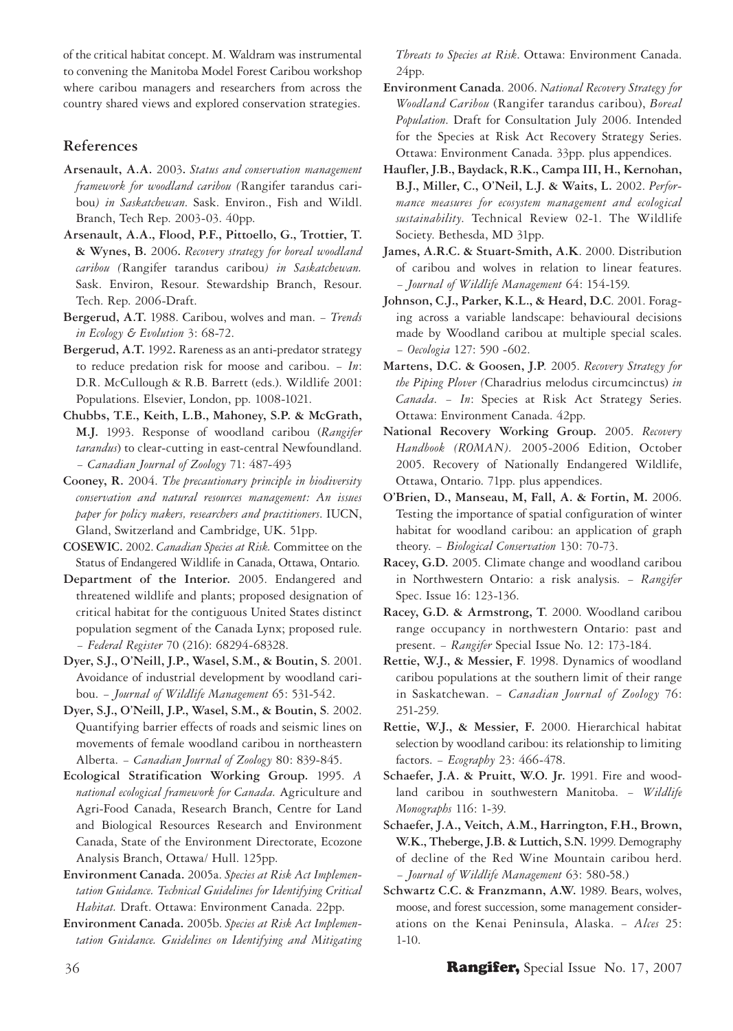of the critical habitat concept. M. Waldram was instrumental to convening the Manitoba Model Forest Caribou workshop where caribou managers and researchers from across the country shared views and explored conservation strategies.

## References

**Arsenault, A.A.** 2003. *Status and conservation management framework for woodland caribou (*Rangifer tarandus caribou*) in Saskatchewan.* Sask. Environ., Fish and Wildl. Branch, Tech Rep. 2003-03. 40pp.

**Arsenault, A.A., Flood, P.F., Pittoello, G., Trottier, T. & Wynes, B.** 2006. *Recovery strategy for boreal woodland caribou (*Rangifer tarandus caribou*) in Saskatchewan.* Sask. Environ, Resour. Stewardship Branch, Resour. Tech. Rep. 2006-Draft.

**Bergerud, A.T.** 1988. Caribou, wolves and man. – *Trends in Ecology & Evolution* 3: 68-72.

**Bergerud, A.T.** 1992. Rareness as an anti-predator strategy to reduce predation risk for moose and caribou. – *In*: D.R. McCullough & R.B. Barrett (eds.). Wildlife 2001: Populations. Elsevier, London, pp. 1008-1021.

**Chubbs, T.E., Keith, L.B., Mahoney, S.P. & McGrath, M.J.** 1993. Response of woodland caribou (*Rangifer tarandus*) to clear-cutting in east-central Newfoundland. – *Canadian Journal of Zoology* 71: 487-493

**Cooney, R.** 2004. *The precautionary principle in biodiversity conservation and natural resources management: An issues paper for policy makers, researchers and practitioners.* IUCN, Gland, Switzerland and Cambridge, UK. 51pp.

**COSEWIC.** 2002. *Canadian Species at Risk.* Committee on the Status of Endangered Wildlife in Canada, Ottawa, Ontario.

**Department of the Interior.** 2005. Endangered and threatened wildlife and plants; proposed designation of critical habitat for the contiguous United States distinct population segment of the Canada Lynx; proposed rule. – *Federal Register* 70 (216): 68294-68328.

**Dyer, S.J., O'Neill, J.P., Wasel, S.M., & Boutin, S.** 2001. Avoidance of industrial development by woodland caribou. – *Journal of Wildlife Management* 65: 531-542.

**Dyer, S.J., O'Neill, J.P., Wasel, S.M., & Boutin, S.** 2002. Quantifying barrier effects of roads and seismic lines on movements of female woodland caribou in northeastern Alberta. – *Canadian Journal of Zoology* 80: 839-845.

**Ecological Stratification Working Group.** 1995. *A national ecological framework for Canada.* Agriculture and Agri-Food Canada, Research Branch, Centre for Land and Biological Resources Research and Environment Canada, State of the Environment Directorate, Ecozone Analysis Branch, Ottawa/ Hull. 125pp.

**Environment Canada.** 2005a. *Species at Risk Act Implementation Guidance. Technical Guidelines for Identifying Critical Habitat.* Draft. Ottawa: Environment Canada. 22pp.

**Environment Canada.** 2005b. *Species at Risk Act Implementation Guidance. Guidelines on Identifying and Mitigating Threats to Species at Risk.* Ottawa: Environment Canada. 24pp.

**Environment Canada**. 2006. *National Recovery Strategy for Woodland Caribou* (Rangifer tarandus caribou), *Boreal Population.* Draft for Consultation July 2006. Intended for the Species at Risk Act Recovery Strategy Series. Ottawa: Environment Canada. 33pp. plus appendices.

**Haufler, J.B., Baydack, R.K., Campa III, H., Kernohan, B.J., Miller, C., O'Neil, L.J. & Waits, L.** 2002. *Performance measures for ecosystem management and ecological sustainability.* Technical Review 02-1. The Wildlife Society. Bethesda, MD 31pp.

**James, A.R.C. & Stuart-Smith, A.K**. 2000. Distribution of caribou and wolves in relation to linear features. – *Journal of Wildlife Management* 64: 154-159.

**Johnson, C.J., Parker, K.L., & Heard, D.C**. 2001. Foraging across a variable landscape: behavioural decisions made by Woodland caribou at multiple special scales. – *Oecologia* 127: 590 -602.

**Martens, D.C. & Goosen, J.P**. 2005. *Recovery Strategy for the Piping Plover (*Charadrius melodus circumcinctus*) in Canada.* – *In*: Species at Risk Act Strategy Series. Ottawa: Environment Canada. 42pp.

**National Recovery Working Group.** 2005. *Recovery Handbook (ROMAN).* 2005-2006 Edition, October 2005. Recovery of Nationally Endangered Wildlife, Ottawa, Ontario. 71pp. plus appendices.

**O'Brien, D., Manseau, M, Fall, A. & Fortin, M.** 2006. Testing the importance of spatial configuration of winter habitat for woodland caribou: an application of graph theory. – *Biological Conservation* 130: 70-73.

**Racey, G.D.** 2005. Climate change and woodland caribou in Northwestern Ontario: a risk analysis. – *Rangifer* Spec. Issue 16: 123-136.

**Racey, G.D. & Armstrong, T**. 2000. Woodland caribou range occupancy in northwestern Ontario: past and present. – *Rangifer* Special Issue No. 12: 173-184.

**Rettie, W.J., & Messier, F**. 1998. Dynamics of woodland caribou populations at the southern limit of their range in Saskatchewan. – *Canadian Journal of Zoology* 76: 251-259.

**Rettie, W.J., & Messier, F.** 2000. Hierarchical habitat selection by woodland caribou: its relationship to limiting factors. – *Ecography* 23: 466-478.

**Schaefer, J.A. & Pruitt, W.O. Jr.** 1991. Fire and woodland caribou in southwestern Manitoba. – *Wildlife Monographs* 116: 1-39.

**Schaefer, J.A., Veitch, A.M., Harrington, F.H., Brown, W.K., Theberge, J.B. & Luttich, S.N.** 1999. Demography of decline of the Red Wine Mountain caribou herd. – *Journal of Wildlife Management* 63: 580-58.)

**Schwartz C.C. & Franzmann, A.W.** 1989. Bears, wolves, moose, and forest succession, some management considerations on the Kenai Peninsula, Alaska. – *Alces* 25: 1-10.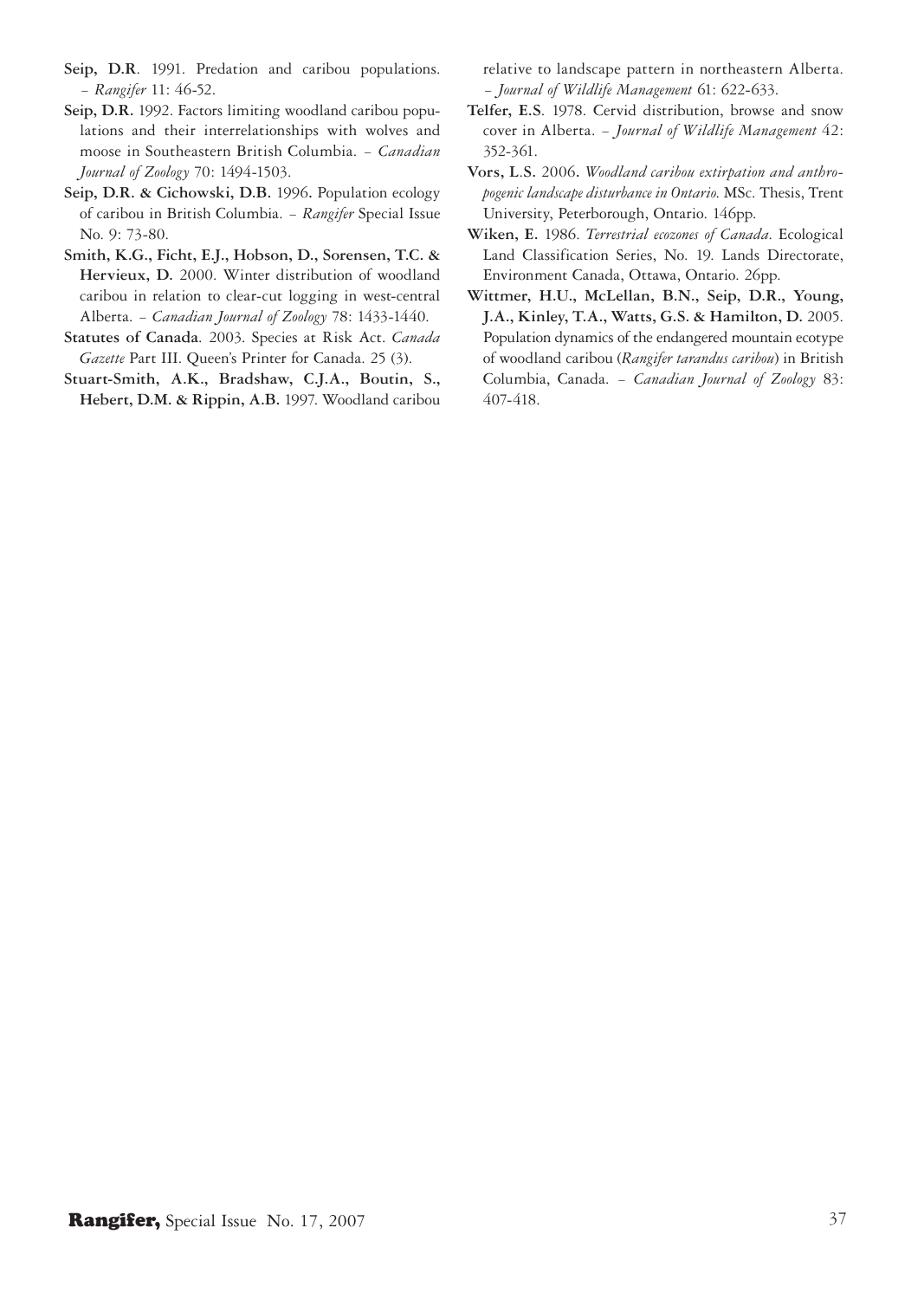**Seip, D.R**. 1991. Predation and caribou populations. – *Rangifer* 11: 46-52.

**Seip, D.R.** 1992. Factors limiting woodland caribou populations and their interrelationships with wolves and moose in Southeastern British Columbia. – *Canadian Journal of Zoology* 70: 1494-1503.

**Seip, D.R. & Cichowski, D.B.** 1996. Population ecology of caribou in British Columbia. – *Rangifer* Special Issue No. 9: 73-80.

**Smith, K.G., Ficht, E.J., Hobson, D., Sorensen, T.C. & Hervieux, D.** 2000. Winter distribution of woodland caribou in relation to clear-cut logging in west-central Alberta. – *Canadian Journal of Zoology* 78: 1433-1440.

**Statutes of Canada**. 2003. Species at Risk Act. *Canada Gazette* Part III. Queen's Printer for Canada. 25 (3).

**Stuart-Smith, A.K., Bradshaw, C.J.A., Boutin, S., Hebert, D.M. & Rippin, A.B.** 1997. Woodland caribou relative to landscape pattern in northeastern Alberta. – *Journal of Wildlife Management* 61: 622-633.

**Telfer, E.S**. 1978. Cervid distribution, browse and snow cover in Alberta. – *Journal of Wildlife Management* 42: 352-361.

**Vors, L.S.** 2006. *Woodland caribou extirpation and anthropogenic landscape disturbance in Ontario.* MSc. Thesis, Trent University, Peterborough, Ontario. 146pp.

**Wiken, E.** 1986. *Terrestrial ecozones of Canada*. Ecological Land Classification Series, No. 19. Lands Directorate, Environment Canada, Ottawa, Ontario. 26pp.

**Wittmer, H.U., McLellan, B.N., Seip, D.R., Young, J.A., Kinley, T.A., Watts, G.S. & Hamilton, D.** 2005. Population dynamics of the endangered mountain ecotype of woodland caribou (*Rangifer tarandus caribou*) in British Columbia, Canada. – *Canadian Journal of Zoology* 83: 407-418.